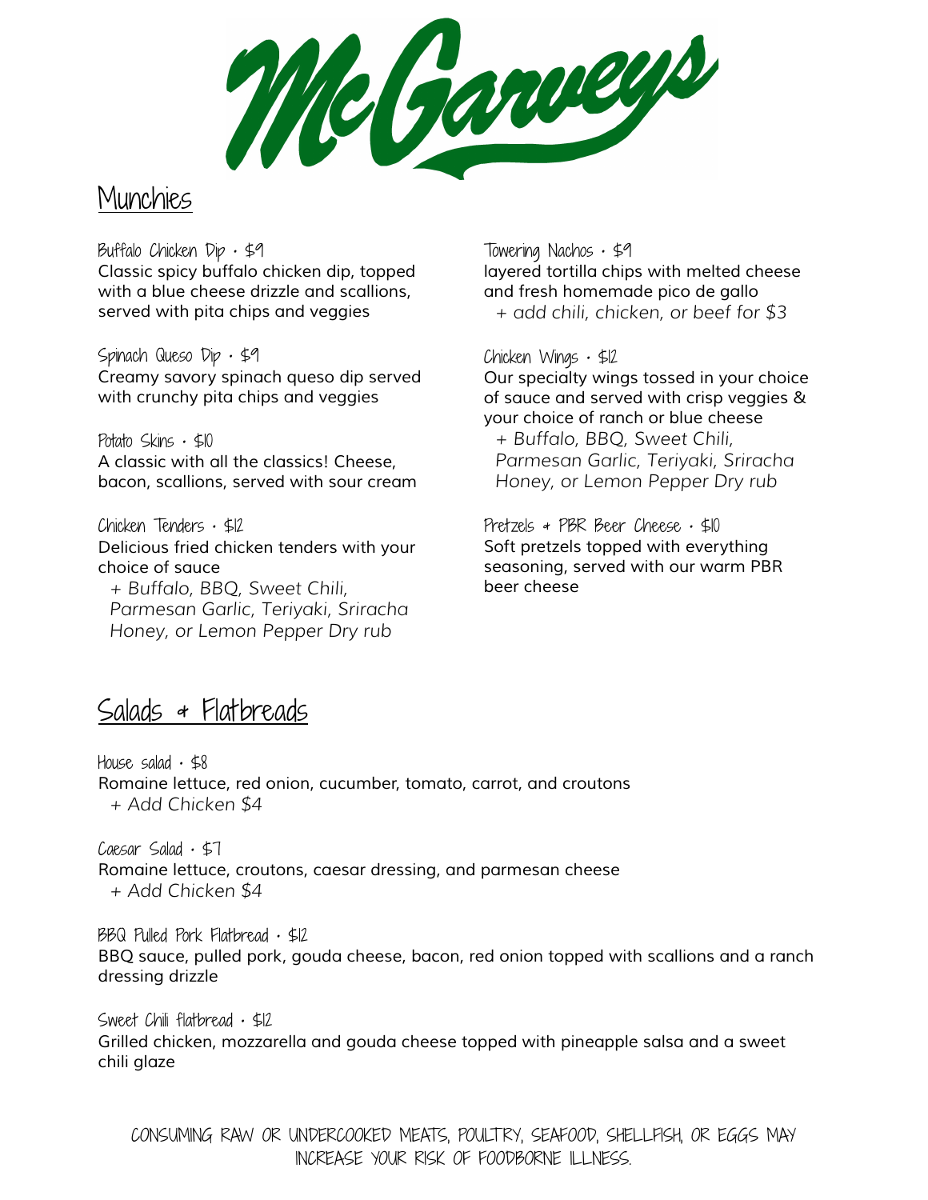# McGarveys

## Munchies

Buffalo Chicken Dip • $9
Classic spicy buffalo chicken dip, topped with a blue cheese drizzle and scallions, served with pita chips and veggies

Spinach Queso Dip • $9
Creamy savory spinach queso dip served with crunchy pita chips and veggies

Potato Skins • $10
A classic with all the classics! Cheese, bacon, scallions, served with sour cream

Chicken Tenders • $12
Delicious fried chicken tenders with your choice of sauce
*+ Buffalo, BBQ, Sweet Chili, Parmesan Garlic, Teriyaki, Sriracha Honey, or Lemon Pepper Dry rub*

Towering Nachos • $9
layered tortilla chips with melted cheese and fresh homemade pico de gallo
*+ add chili, chicken, or beef for $3*

Chicken Wings • $12
Our specialty wings tossed in your choice of sauce and served with crisp veggies & your choice of ranch or blue cheese
*+ Buffalo, BBQ, Sweet Chili, Parmesan Garlic, Teriyaki, Sriracha Honey, or Lemon Pepper Dry rub*

Pretzels & PBR Beer Cheese • $10
Soft pretzels topped with everything seasoning, served with our warm PBR beer cheese

## Salads & Flatbreads

House salad • $8
Romaine lettuce, red onion, cucumber, tomato, carrot, and croutons
*+ Add Chicken $4*

Caesar Salad • $7
Romaine lettuce, croutons, caesar dressing, and parmesan cheese
*+ Add Chicken $4*

BBQ Pulled Pork Flatbread • $12
BBQ sauce, pulled pork, gouda cheese, bacon, red onion topped with scallions and a ranch dressing drizzle

Sweet Chili flatbread • $12
Grilled chicken, mozzarella and gouda cheese topped with pineapple salsa and a sweet chili glaze

CONSUMING RAW OR UNDERCOOKED MEATS, POULTRY, SEAFOOD, SHELLFISH, OR EGGS MAY INCREASE YOUR RISK OF FOODBORNE ILLNESS.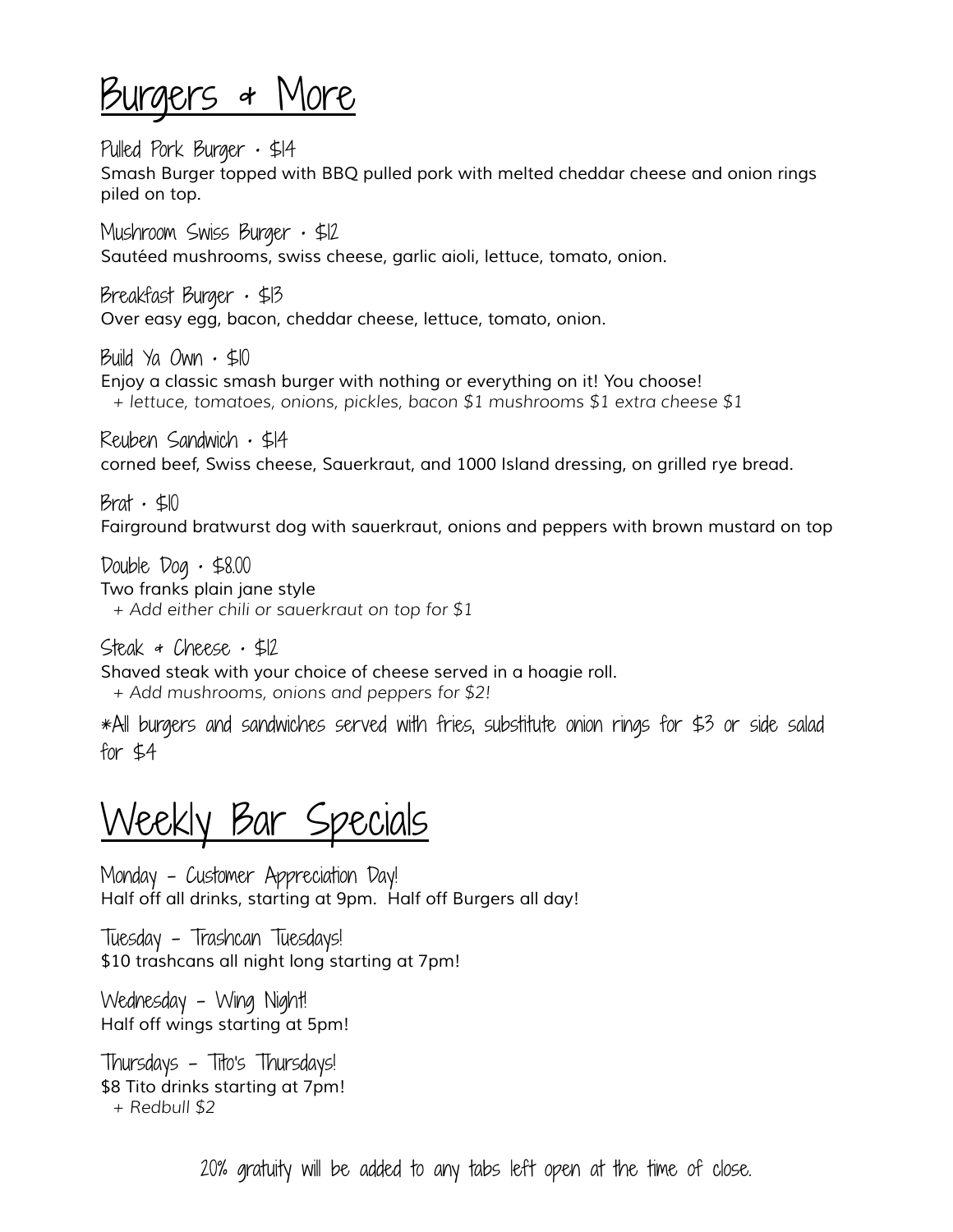# Burgers & More

Pulled Pork Burger • $14
Smash Burger topped with BBQ pulled pork with melted cheddar cheese and onion rings piled on top.

Mushroom Swiss Burger • $12
Sautéed mushrooms, swiss cheese, garlic aioli, lettuce, tomato, onion.

Breakfast Burger • $13
Over easy egg, bacon, cheddar cheese, lettuce, tomato, onion.

Build Ya Own • $10
Enjoy a classic smash burger with nothing or everything on it! You choose!
*+ lettuce, tomatoes, onions, pickles, bacon $1 mushrooms $1 extra cheese $1*

Reuben Sandwich • $14
corned beef, Swiss cheese, Sauerkraut, and 1000 Island dressing, on grilled rye bread.

Brat • $10
Fairground bratwurst dog with sauerkraut, onions and peppers with brown mustard on top

Double Dog • $8.00
Two franks plain jane style
*+ Add either chili or sauerkraut on top for $1*

Steak & Cheese • $12
Shaved steak with your choice of cheese served in a hoagie roll.
*+ Add mushrooms, onions and peppers for $2!*

*All burgers and sandwiches served with fries, substitute onion rings for $3 or side salad for $4

# Weekly Bar Specials

Monday - Customer Appreciation Day!
Half off all drinks, starting at 9pm. Half off Burgers all day!

Tuesday - Trashcan Tuesdays!
$10 trashcans all night long starting at 7pm!

Wednesday - Wing Night!
Half off wings starting at 5pm!

Thursdays - Tito's Thursdays!
$8 Tito drinks starting at 7pm!
*+ Redbull $2*

20% gratuity will be added to any tabs left open at the time of close.